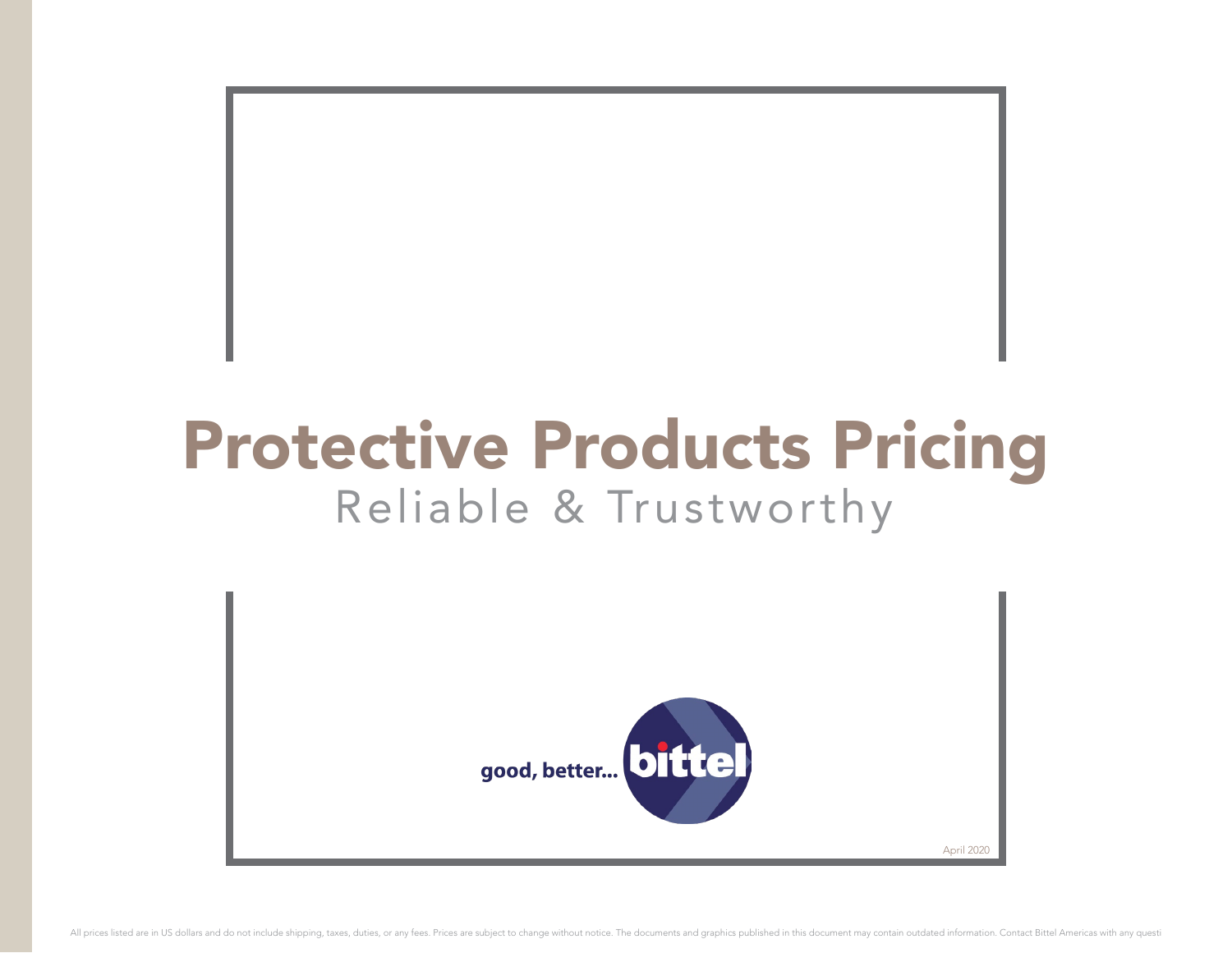# Protective Products Pricing

## Reliable & Trustworthy

good, better... bittel

April 2020

All prices listed are in US dollars and do not include shipping, taxes, duties, or any fees. Prices are subject to change without notice. The documents and graphics published in this document may contain outdated information. Contact Bittel Americas with any questi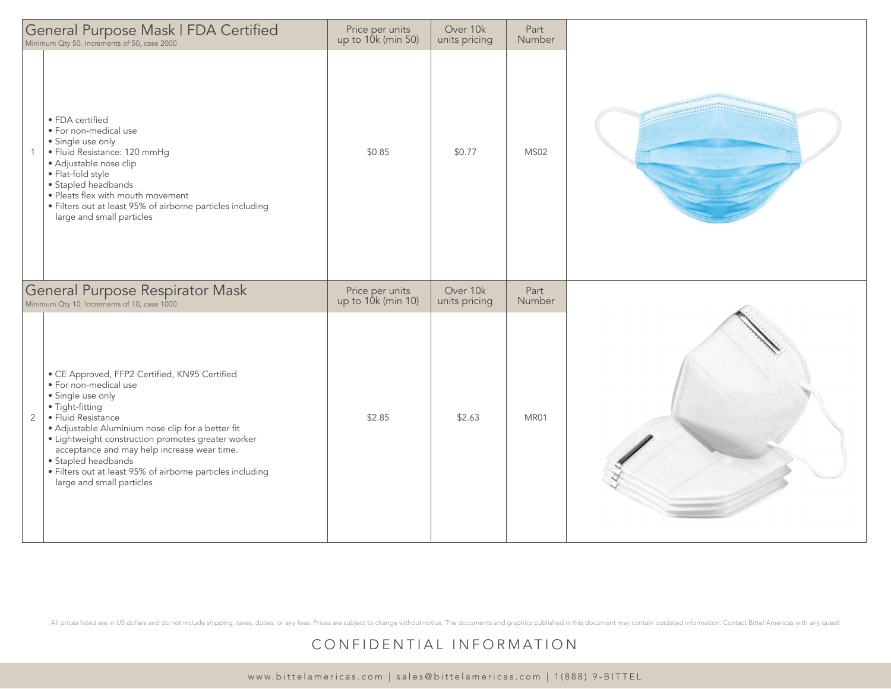| General Purpose Mask \| FDA Certified<br>Minimum Qty 50. Increments of 50, case 2000 | | Price per units up to 10k (min 50) | Over 10k units pricing | Part Number |
|---|---|---|---|---|
| 1 | • FDA certified<br>• For non-medical use<br>• Single use only<br>• Fluid Resistance: 120 mmHg<br>• Adjustable nose clip<br>• Flat-fold style<br>• Stapled headbands<br>• Pleats flex with mouth movement<br>• Filters out at least 95% of airborne particles including large and small particles | $0.85 | $0.77 | MS02 |

| General Purpose Respirator Mask<br>Minimum Qty 10. Increments of 10, case 1000 | | Price per units up to 10k (min 10) | Over 10k units pricing | Part Number |
|---|---|---|---|---|
| 2 | • CE Approved, FFP2 Certified, KN95 Certified<br>• For non-medical use<br>• Single use only<br>• Tight-fitting<br>• Fluid Resistance<br>• Adjustable Aluminium nose clip for a better fit<br>• Lightweight construction promotes greater worker acceptance and may help increase wear time.<br>• Stapled headbands<br>• Filters out at least 95% of airborne particles including large and small particles | $2.85 | $2.63 | MR01 |

All prices listed are in US dollars and do not include shipping, taxes, duties, or any fees. Prices are subject to change without notice. The documents and graphics published in this document may contain outdated information. Contact Bittel Americas with any questi

CONFIDENTIAL INFORMATION

www.bittelamericas.com | sales@bittelamericas.com | 1(888) 9-BITTEL